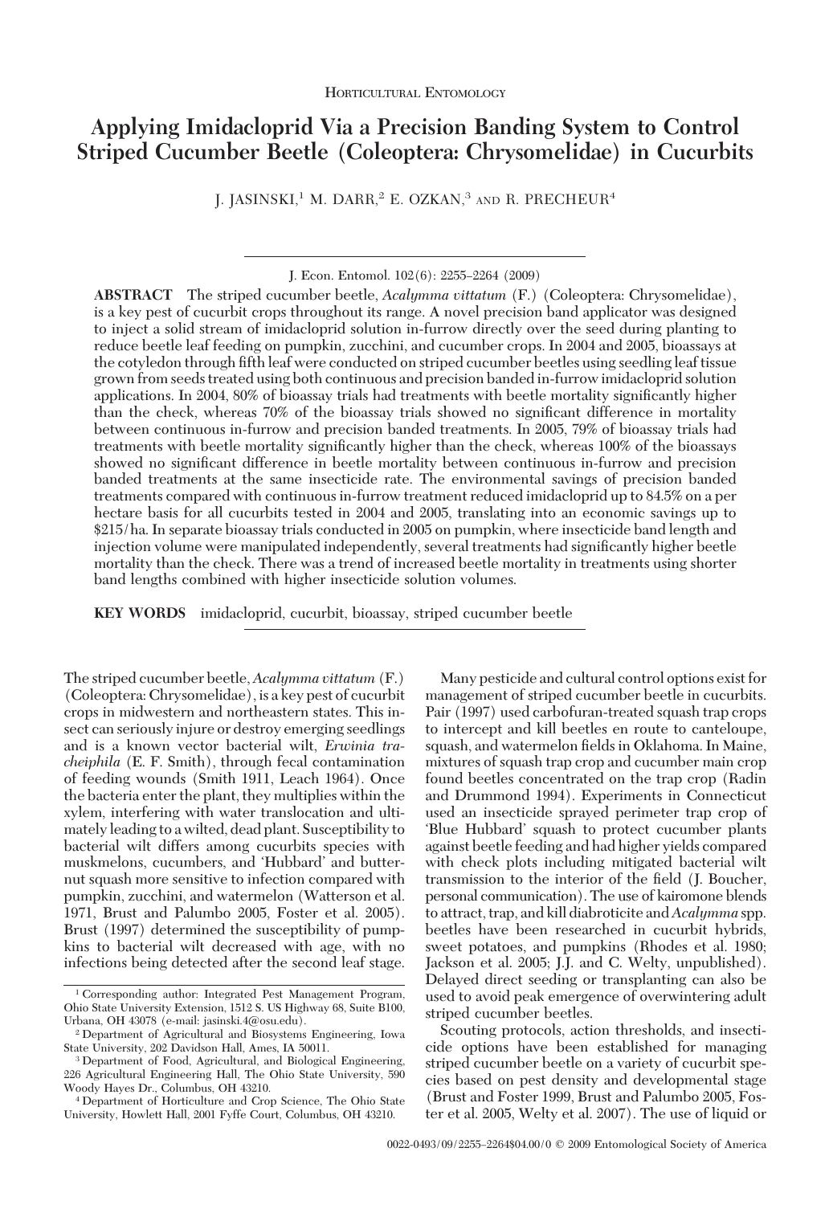Horticultural Entomology

# Applying Imidacloprid Via a Precision Banding System to Control Striped Cucumber Beetle (Coleoptera: Chrysomelidae) in Cucurbits

J. JASINSKI,[1] M. DARR,[2] E. OZKAN,[3] AND R. PRECHEUR[4]

J. Econ. Entomol. 102(6): 2255–2264 (2009)

**ABSTRACT** The striped cucumber beetle, *Acalymma vittatum* (F.) (Coleoptera: Chrysomelidae), is a key pest of cucurbit crops throughout its range. A novel precision band applicator was designed to inject a solid stream of imidacloprid solution in-furrow directly over the seed during planting to reduce beetle leaf feeding on pumpkin, zucchini, and cucumber crops. In 2004 and 2005, bioassays at the cotyledon through fifth leaf were conducted on striped cucumber beetles using seedling leaf tissue grown from seeds treated using both continuous and precision banded in-furrow imidacloprid solution applications. In 2004, 80% of bioassay trials had treatments with beetle mortality significantly higher than the check, whereas 70% of the bioassay trials showed no significant difference in mortality between continuous in-furrow and precision banded treatments. In 2005, 79% of bioassay trials had treatments with beetle mortality significantly higher than the check, whereas 100% of the bioassays showed no significant difference in beetle mortality between continuous in-furrow and precision banded treatments at the same insecticide rate. The environmental savings of precision banded treatments compared with continuous in-furrow treatment reduced imidacloprid up to 84.5% on a per hectare basis for all cucurbits tested in 2004 and 2005, translating into an economic savings up to \$215/ha. In separate bioassay trials conducted in 2005 on pumpkin, where insecticide band length and injection volume were manipulated independently, several treatments had significantly higher beetle mortality than the check. There was a trend of increased beetle mortality in treatments using shorter band lengths combined with higher insecticide solution volumes.

**KEY WORDS** imidacloprid, cucurbit, bioassay, striped cucumber beetle

The striped cucumber beetle, *Acalymma vittatum* (F.) (Coleoptera: Chrysomelidae), is a key pest of cucurbit crops in midwestern and northeastern states. This insect can seriously injure or destroy emerging seedlings and is a known vector bacterial wilt, *Erwinia tracheiphila* (E. F. Smith), through fecal contamination of feeding wounds (Smith 1911, Leach 1964). Once the bacteria enter the plant, they multiplies within the xylem, interfering with water translocation and ultimately leading to a wilted, dead plant. Susceptibility to bacterial wilt differs among cucurbits species with muskmelons, cucumbers, and 'Hubbard' and butternut squash more sensitive to infection compared with pumpkin, zucchini, and watermelon (Watterson et al. 1971, Brust and Palumbo 2005, Foster et al. 2005). Brust (1997) determined the susceptibility of pumpkins to bacterial wilt decreased with age, with no infections being detected after the second leaf stage.

Many pesticide and cultural control options exist for management of striped cucumber beetle in cucurbits. Pair (1997) used carbofuran-treated squash trap crops to intercept and kill beetles en route to canteloupe, squash, and watermelon fields in Oklahoma. In Maine, mixtures of squash trap crop and cucumber main crop found beetles concentrated on the trap crop (Radin and Drummond 1994). Experiments in Connecticut used an insecticide sprayed perimeter trap crop of 'Blue Hubbard' squash to protect cucumber plants against beetle feeding and had higher yields compared with check plots including mitigated bacterial wilt transmission to the interior of the field (J. Boucher, personal communication). The use of kairomone blends to attract, trap, and kill diabroticite and *Acalymma* spp. beetles have been researched in cucurbit hybrids, sweet potatoes, and pumpkins (Rhodes et al. 1980; Jackson et al. 2005; J.J. and C. Welty, unpublished). Delayed direct seeding or transplanting can also be used to avoid peak emergence of overwintering adult striped cucumber beetles.

Scouting protocols, action thresholds, and insecticide options have been established for managing striped cucumber beetle on a variety of cucurbit species based on pest density and developmental stage (Brust and Foster 1999, Brust and Palumbo 2005, Foster et al. 2005, Welty et al. 2007). The use of liquid or

[1] Corresponding author: Integrated Pest Management Program, Ohio State University Extension, 1512 S. US Highway 68, Suite B100, Urbana, OH 43078 (e-mail: jasinski.4@osu.edu).

[2] Department of Agricultural and Biosystems Engineering, Iowa State University, 202 Davidson Hall, Ames, IA 50011.

[3] Department of Food, Agricultural, and Biological Engineering, 226 Agricultural Engineering Hall, The Ohio State University, 590 Woody Hayes Dr., Columbus, OH 43210.

[4] Department of Horticulture and Crop Science, The Ohio State University, Howlett Hall, 2001 Fyffe Court, Columbus, OH 43210.

0022-0493/09/2255–2264\$04.00/0 © 2009 Entomological Society of America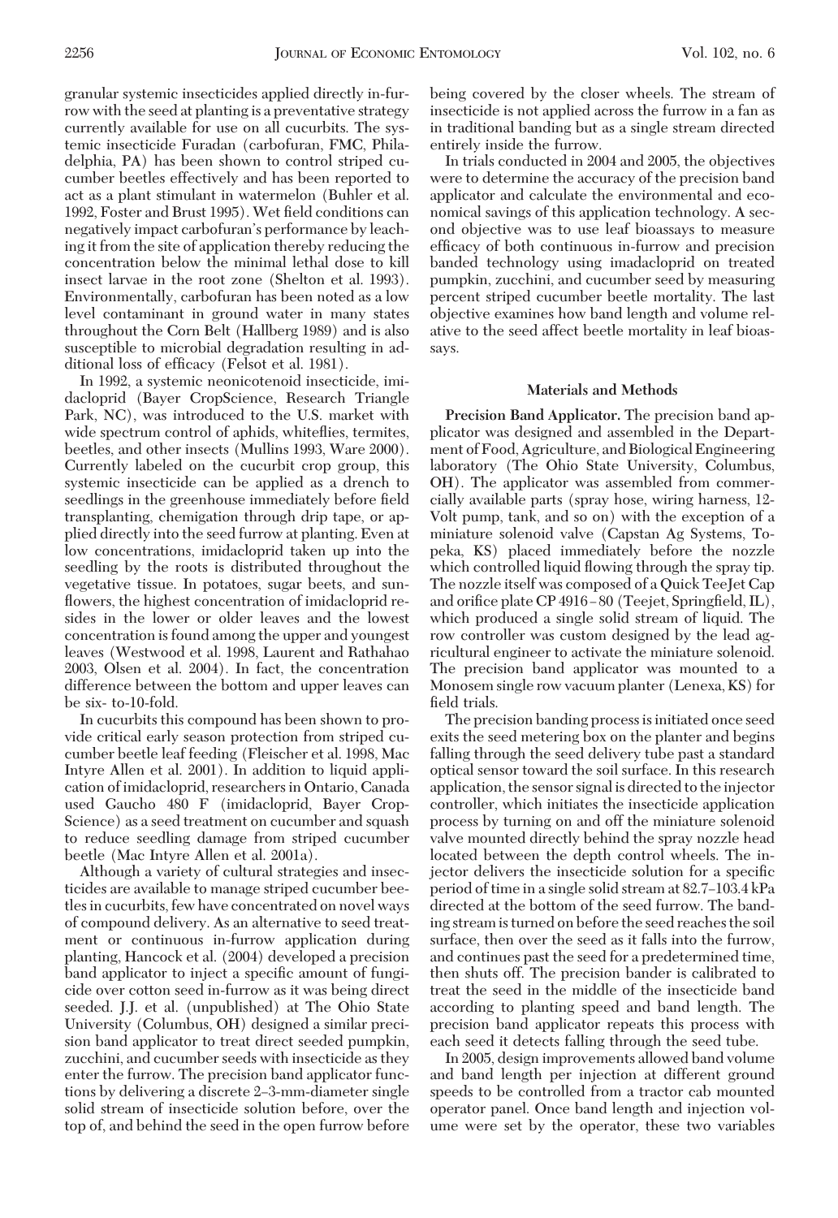granular systemic insecticides applied directly in-furrow with the seed at planting is a preventative strategy currently available for use on all cucurbits. The systemic insecticide Furadan (carbofuran, FMC, Philadelphia, PA) has been shown to control striped cucumber beetles effectively and has been reported to act as a plant stimulant in watermelon (Buhler et al. 1992, Foster and Brust 1995). Wet field conditions can negatively impact carbofuran's performance by leaching it from the site of application thereby reducing the concentration below the minimal lethal dose to kill insect larvae in the root zone (Shelton et al. 1993). Environmentally, carbofuran has been noted as a low level contaminant in ground water in many states throughout the Corn Belt (Hallberg 1989) and is also susceptible to microbial degradation resulting in additional loss of efficacy (Felsot et al. 1981).

In 1992, a systemic neonicotenoid insecticide, imidacloprid (Bayer CropScience, Research Triangle Park, NC), was introduced to the U.S. market with wide spectrum control of aphids, whiteflies, termites, beetles, and other insects (Mullins 1993, Ware 2000). Currently labeled on the cucurbit crop group, this systemic insecticide can be applied as a drench to seedlings in the greenhouse immediately before field transplanting, chemigation through drip tape, or applied directly into the seed furrow at planting. Even at low concentrations, imidacloprid taken up into the seedling by the roots is distributed throughout the vegetative tissue. In potatoes, sugar beets, and sunflowers, the highest concentration of imidacloprid resides in the lower or older leaves and the lowest concentration is found among the upper and youngest leaves (Westwood et al. 1998, Laurent and Rathahao 2003, Olsen et al. 2004). In fact, the concentration difference between the bottom and upper leaves can be six- to-10-fold.

In cucurbits this compound has been shown to provide critical early season protection from striped cucumber beetle leaf feeding (Fleischer et al. 1998, Mac Intyre Allen et al. 2001). In addition to liquid application of imidacloprid, researchers in Ontario, Canada used Gaucho 480 F (imidacloprid, Bayer CropScience) as a seed treatment on cucumber and squash to reduce seedling damage from striped cucumber beetle (Mac Intyre Allen et al. 2001a).

Although a variety of cultural strategies and insecticides are available to manage striped cucumber beetles in cucurbits, few have concentrated on novel ways of compound delivery. As an alternative to seed treatment or continuous in-furrow application during planting, Hancock et al. (2004) developed a precision band applicator to inject a specific amount of fungicide over cotton seed in-furrow as it was being direct seeded. J.J. et al. (unpublished) at The Ohio State University (Columbus, OH) designed a similar precision band applicator to treat direct seeded pumpkin, zucchini, and cucumber seeds with insecticide as they enter the furrow. The precision band applicator functions by delivering a discrete 2–3-mm-diameter single solid stream of insecticide solution before, over the top of, and behind the seed in the open furrow before being covered by the closer wheels. The stream of insecticide is not applied across the furrow in a fan as in traditional banding but as a single stream directed entirely inside the furrow.

In trials conducted in 2004 and 2005, the objectives were to determine the accuracy of the precision band applicator and calculate the environmental and economical savings of this application technology. A second objective was to use leaf bioassays to measure efficacy of both continuous in-furrow and precision banded technology using imadacloprid on treated pumpkin, zucchini, and cucumber seed by measuring percent striped cucumber beetle mortality. The last objective examines how band length and volume relative to the seed affect beetle mortality in leaf bioassays.

## Materials and Methods

**Precision Band Applicator.** The precision band applicator was designed and assembled in the Department of Food, Agriculture, and Biological Engineering laboratory (The Ohio State University, Columbus, OH). The applicator was assembled from commercially available parts (spray hose, wiring harness, 12-Volt pump, tank, and so on) with the exception of a miniature solenoid valve (Capstan Ag Systems, Topeka, KS) placed immediately before the nozzle which controlled liquid flowing through the spray tip. The nozzle itself was composed of a Quick TeeJet Cap and orifice plate CP 4916–80 (Teejet, Springfield, IL), which produced a single solid stream of liquid. The row controller was custom designed by the lead agricultural engineer to activate the miniature solenoid. The precision band applicator was mounted to a Monosem single row vacuum planter (Lenexa, KS) for field trials.

The precision banding process is initiated once seed exits the seed metering box on the planter and begins falling through the seed delivery tube past a standard optical sensor toward the soil surface. In this research application, the sensor signal is directed to the injector controller, which initiates the insecticide application process by turning on and off the miniature solenoid valve mounted directly behind the spray nozzle head located between the depth control wheels. The injector delivers the insecticide solution for a specific period of time in a single solid stream at 82.7–103.4 kPa directed at the bottom of the seed furrow. The banding stream is turned on before the seed reaches the soil surface, then over the seed as it falls into the furrow, and continues past the seed for a predetermined time, then shuts off. The precision bander is calibrated to treat the seed in the middle of the insecticide band according to planting speed and band length. The precision band applicator repeats this process with each seed it detects falling through the seed tube.

In 2005, design improvements allowed band volume and band length per injection at different ground speeds to be controlled from a tractor cab mounted operator panel. Once band length and injection volume were set by the operator, these two variables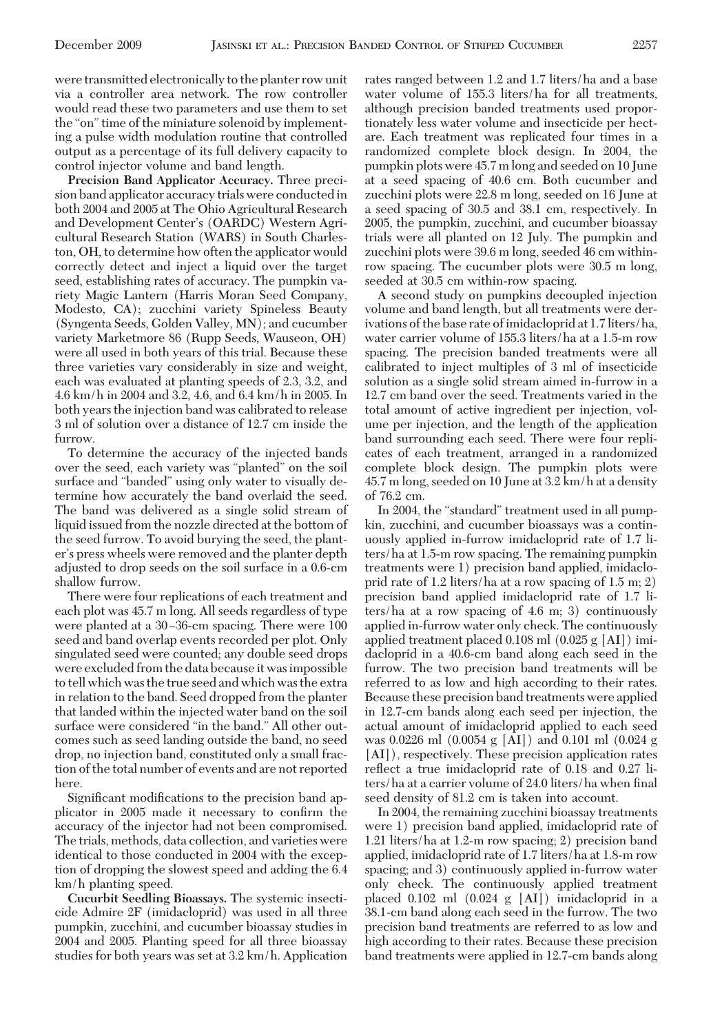were transmitted electronically to the planter row unit via a controller area network. The row controller would read these two parameters and use them to set the "on" time of the miniature solenoid by implementing a pulse width modulation routine that controlled output as a percentage of its full delivery capacity to control injector volume and band length.

**Precision Band Applicator Accuracy.** Three precision band applicator accuracy trials were conducted in both 2004 and 2005 at The Ohio Agricultural Research and Development Center's (OARDC) Western Agricultural Research Station (WARS) in South Charleston, OH, to determine how often the applicator would correctly detect and inject a liquid over the target seed, establishing rates of accuracy. The pumpkin variety Magic Lantern (Harris Moran Seed Company, Modesto, CA); zucchini variety Spineless Beauty (Syngenta Seeds, Golden Valley, MN); and cucumber variety Marketmore 86 (Rupp Seeds, Wauseon, OH) were all used in both years of this trial. Because these three varieties vary considerably in size and weight, each was evaluated at planting speeds of 2.3, 3.2, and 4.6 km/h in 2004 and 3.2, 4.6, and 6.4 km/h in 2005. In both years the injection band was calibrated to release 3 ml of solution over a distance of 12.7 cm inside the furrow.

To determine the accuracy of the injected bands over the seed, each variety was "planted" on the soil surface and "banded" using only water to visually determine how accurately the band overlaid the seed. The band was delivered as a single solid stream of liquid issued from the nozzle directed at the bottom of the seed furrow. To avoid burying the seed, the planter's press wheels were removed and the planter depth adjusted to drop seeds on the soil surface in a 0.6-cm shallow furrow.

There were four replications of each treatment and each plot was 45.7 m long. All seeds regardless of type were planted at a 30–36-cm spacing. There were 100 seed and band overlap events recorded per plot. Only singulated seed were counted; any double seed drops were excluded from the data because it was impossible to tell which was the true seed and which was the extra in relation to the band. Seed dropped from the planter that landed within the injected water band on the soil surface were considered "in the band." All other outcomes such as seed landing outside the band, no seed drop, no injection band, constituted only a small fraction of the total number of events and are not reported here.

Significant modifications to the precision band applicator in 2005 made it necessary to confirm the accuracy of the injector had not been compromised. The trials, methods, data collection, and varieties were identical to those conducted in 2004 with the exception of dropping the slowest speed and adding the 6.4 km/h planting speed.

**Cucurbit Seedling Bioassays.** The systemic insecticide Admire 2F (imidacloprid) was used in all three pumpkin, zucchini, and cucumber bioassay studies in 2004 and 2005. Planting speed for all three bioassay studies for both years was set at 3.2 km/h. Application rates ranged between 1.2 and 1.7 liters/ha and a base water volume of 155.3 liters/ha for all treatments, although precision banded treatments used proportionately less water volume and insecticide per hectare. Each treatment was replicated four times in a randomized complete block design. In 2004, the pumpkin plots were 45.7 m long and seeded on 10 June at a seed spacing of 40.6 cm. Both cucumber and zucchini plots were 22.8 m long, seeded on 16 June at a seed spacing of 30.5 and 38.1 cm, respectively. In 2005, the pumpkin, zucchini, and cucumber bioassay trials were all planted on 12 July. The pumpkin and zucchini plots were 39.6 m long, seeded 46 cm within-row spacing. The cucumber plots were 30.5 m long, seeded at 30.5 cm within-row spacing.

A second study on pumpkins decoupled injection volume and band length, but all treatments were derivations of the base rate of imidacloprid at 1.7 liters/ha, water carrier volume of 155.3 liters/ha at a 1.5-m row spacing. The precision banded treatments were all calibrated to inject multiples of 3 ml of insecticide solution as a single solid stream aimed in-furrow in a 12.7 cm band over the seed. Treatments varied in the total amount of active ingredient per injection, volume per injection, and the length of the application band surrounding each seed. There were four replicates of each treatment, arranged in a randomized complete block design. The pumpkin plots were 45.7 m long, seeded on 10 June at 3.2 km/h at a density of 76.2 cm.

In 2004, the "standard" treatment used in all pumpkin, zucchini, and cucumber bioassays was a continuously applied in-furrow imidacloprid rate of 1.7 liters/ha at 1.5-m row spacing. The remaining pumpkin treatments were 1) precision band applied, imidacloprid rate of 1.2 liters/ha at a row spacing of 1.5 m; 2) precision band applied imidacloprid rate of 1.7 liters/ha at a row spacing of 4.6 m; 3) continuously applied in-furrow water only check. The continuously applied treatment placed 0.108 ml (0.025 g [AI]) imidacloprid in a 40.6-cm band along each seed in the furrow. The two precision band treatments will be referred to as low and high according to their rates. Because these precision band treatments were applied in 12.7-cm bands along each seed per injection, the actual amount of imidacloprid applied to each seed was 0.0226 ml (0.0054 g [AI]) and 0.101 ml (0.024 g [AI]), respectively. These precision application rates reflect a true imidacloprid rate of 0.18 and 0.27 liters/ha at a carrier volume of 24.0 liters/ha when final seed density of 81.2 cm is taken into account.

In 2004, the remaining zucchini bioassay treatments were 1) precision band applied, imidacloprid rate of 1.21 liters/ha at 1.2-m row spacing; 2) precision band applied, imidacloprid rate of 1.7 liters/ha at 1.8-m row spacing; and 3) continuously applied in-furrow water only check. The continuously applied treatment placed 0.102 ml (0.024 g [AI]) imidacloprid in a 38.1-cm band along each seed in the furrow. The two precision band treatments are referred to as low and high according to their rates. Because these precision band treatments were applied in 12.7-cm bands along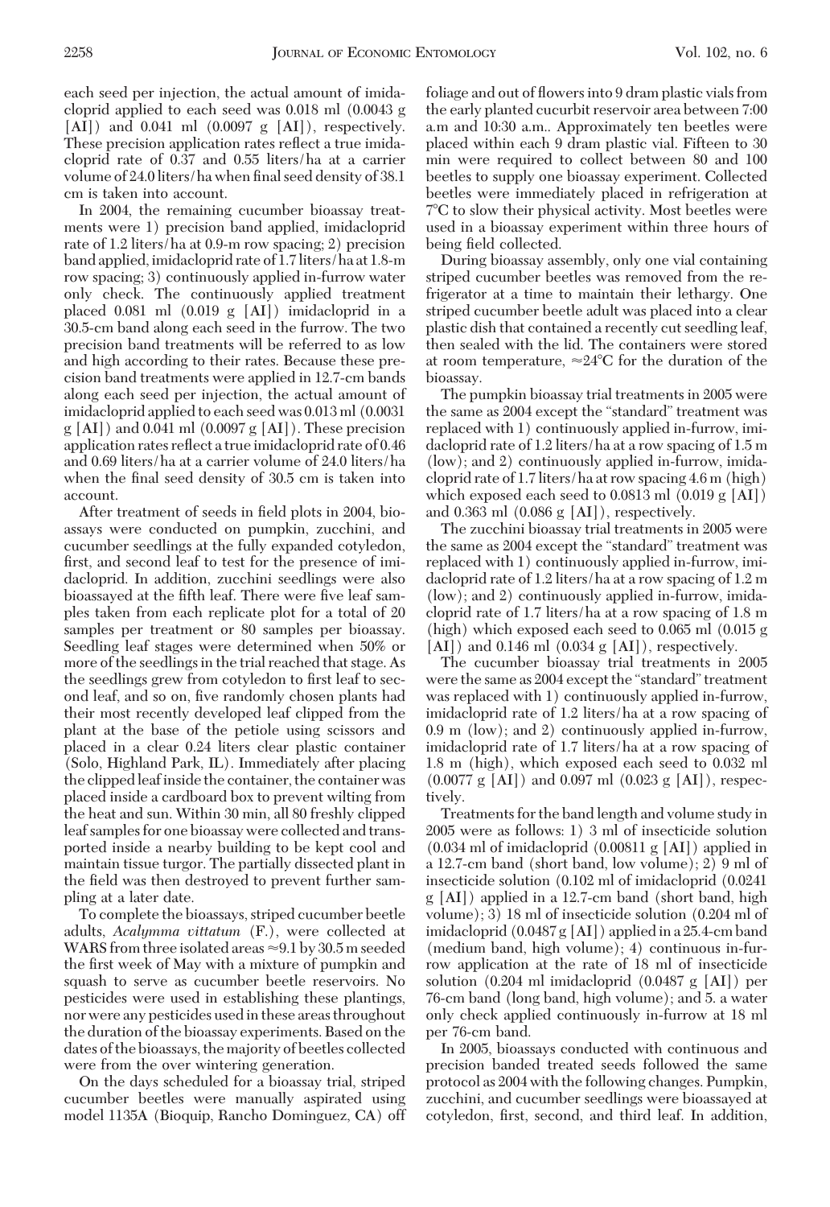each seed per injection, the actual amount of imidacloprid applied to each seed was 0.018 ml (0.0043 g [AI]) and 0.041 ml (0.0097 g [AI]), respectively. These precision application rates reflect a true imidacloprid rate of 0.37 and 0.55 liters/ha at a carrier volume of 24.0 liters/ha when final seed density of 38.1 cm is taken into account.

In 2004, the remaining cucumber bioassay treatments were 1) precision band applied, imidacloprid rate of 1.2 liters/ha at 0.9-m row spacing; 2) precision band applied, imidacloprid rate of 1.7 liters/ha at 1.8-m row spacing; 3) continuously applied in-furrow water only check. The continuously applied treatment placed 0.081 ml (0.019 g [AI]) imidacloprid in a 30.5-cm band along each seed in the furrow. The two precision band treatments will be referred to as low and high according to their rates. Because these precision band treatments were applied in 12.7-cm bands along each seed per injection, the actual amount of imidacloprid applied to each seed was 0.013 ml (0.0031 g [AI]) and 0.041 ml (0.0097 g [AI]). These precision application rates reflect a true imidacloprid rate of 0.46 and 0.69 liters/ha at a carrier volume of 24.0 liters/ha when the final seed density of 30.5 cm is taken into account.

After treatment of seeds in field plots in 2004, bioassays were conducted on pumpkin, zucchini, and cucumber seedlings at the fully expanded cotyledon, first, and second leaf to test for the presence of imidacloprid. In addition, zucchini seedlings were also bioassayed at the fifth leaf. There were five leaf samples taken from each replicate plot for a total of 20 samples per treatment or 80 samples per bioassay. Seedling leaf stages were determined when 50% or more of the seedlings in the trial reached that stage. As the seedlings grew from cotyledon to first leaf to second leaf, and so on, five randomly chosen plants had their most recently developed leaf clipped from the plant at the base of the petiole using scissors and placed in a clear 0.24 liters clear plastic container (Solo, Highland Park, IL). Immediately after placing the clipped leaf inside the container, the container was placed inside a cardboard box to prevent wilting from the heat and sun. Within 30 min, all 80 freshly clipped leaf samples for one bioassay were collected and transported inside a nearby building to be kept cool and maintain tissue turgor. The partially dissected plant in the field was then destroyed to prevent further sampling at a later date.

To complete the bioassays, striped cucumber beetle adults, *Acalymma vittatum* (F.), were collected at WARS from three isolated areas ≈9.1 by 30.5 m seeded the first week of May with a mixture of pumpkin and squash to serve as cucumber beetle reservoirs. No pesticides were used in establishing these plantings, nor were any pesticides used in these areas throughout the duration of the bioassay experiments. Based on the dates of the bioassays, the majority of beetles collected were from the over wintering generation.

On the days scheduled for a bioassay trial, striped cucumber beetles were manually aspirated using model 1135A (Bioquip, Rancho Dominguez, CA) off foliage and out of flowers into 9 dram plastic vials from the early planted cucurbit reservoir area between 7:00 a.m and 10:30 a.m.. Approximately ten beetles were placed within each 9 dram plastic vial. Fifteen to 30 min were required to collect between 80 and 100 beetles to supply one bioassay experiment. Collected beetles were immediately placed in refrigeration at 7°C to slow their physical activity. Most beetles were used in a bioassay experiment within three hours of being field collected.

During bioassay assembly, only one vial containing striped cucumber beetles was removed from the refrigerator at a time to maintain their lethargy. One striped cucumber beetle adult was placed into a clear plastic dish that contained a recently cut seedling leaf, then sealed with the lid. The containers were stored at room temperature, ≈24°C for the duration of the bioassay.

The pumpkin bioassay trial treatments in 2005 were the same as 2004 except the "standard" treatment was replaced with 1) continuously applied in-furrow, imidacloprid rate of 1.2 liters/ha at a row spacing of 1.5 m (low); and 2) continuously applied in-furrow, imidacloprid rate of 1.7 liters/ha at row spacing 4.6 m (high) which exposed each seed to 0.0813 ml (0.019 g [AI]) and 0.363 ml (0.086 g [AI]), respectively.

The zucchini bioassay trial treatments in 2005 were the same as 2004 except the "standard" treatment was replaced with 1) continuously applied in-furrow, imidacloprid rate of 1.2 liters/ha at a row spacing of 1.2 m (low); and 2) continuously applied in-furrow, imidacloprid rate of 1.7 liters/ha at a row spacing of 1.8 m (high) which exposed each seed to 0.065 ml (0.015 g [AI]) and 0.146 ml (0.034 g [AI]), respectively.

The cucumber bioassay trial treatments in 2005 were the same as 2004 except the "standard" treatment was replaced with 1) continuously applied in-furrow, imidacloprid rate of 1.2 liters/ha at a row spacing of 0.9 m (low); and 2) continuously applied in-furrow, imidacloprid rate of 1.7 liters/ha at a row spacing of 1.8 m (high), which exposed each seed to 0.032 ml (0.0077 g [AI]) and 0.097 ml (0.023 g [AI]), respectively.

Treatments for the band length and volume study in 2005 were as follows: 1) 3 ml of insecticide solution (0.034 ml of imidacloprid (0.00811 g [AI]) applied in a 12.7-cm band (short band, low volume); 2) 9 ml of insecticide solution (0.102 ml of imidacloprid (0.0241 g [AI]) applied in a 12.7-cm band (short band, high volume); 3) 18 ml of insecticide solution (0.204 ml of imidacloprid (0.0487 g [AI]) applied in a 25.4-cm band (medium band, high volume); 4) continuous in-furrow application at the rate of 18 ml of insecticide solution (0.204 ml imidacloprid (0.0487 g [AI]) per 76-cm band (long band, high volume); and 5. a water only check applied continuously in-furrow at 18 ml per 76-cm band.

In 2005, bioassays conducted with continuous and precision banded treated seeds followed the same protocol as 2004 with the following changes. Pumpkin, zucchini, and cucumber seedlings were bioassayed at cotyledon, first, second, and third leaf. In addition,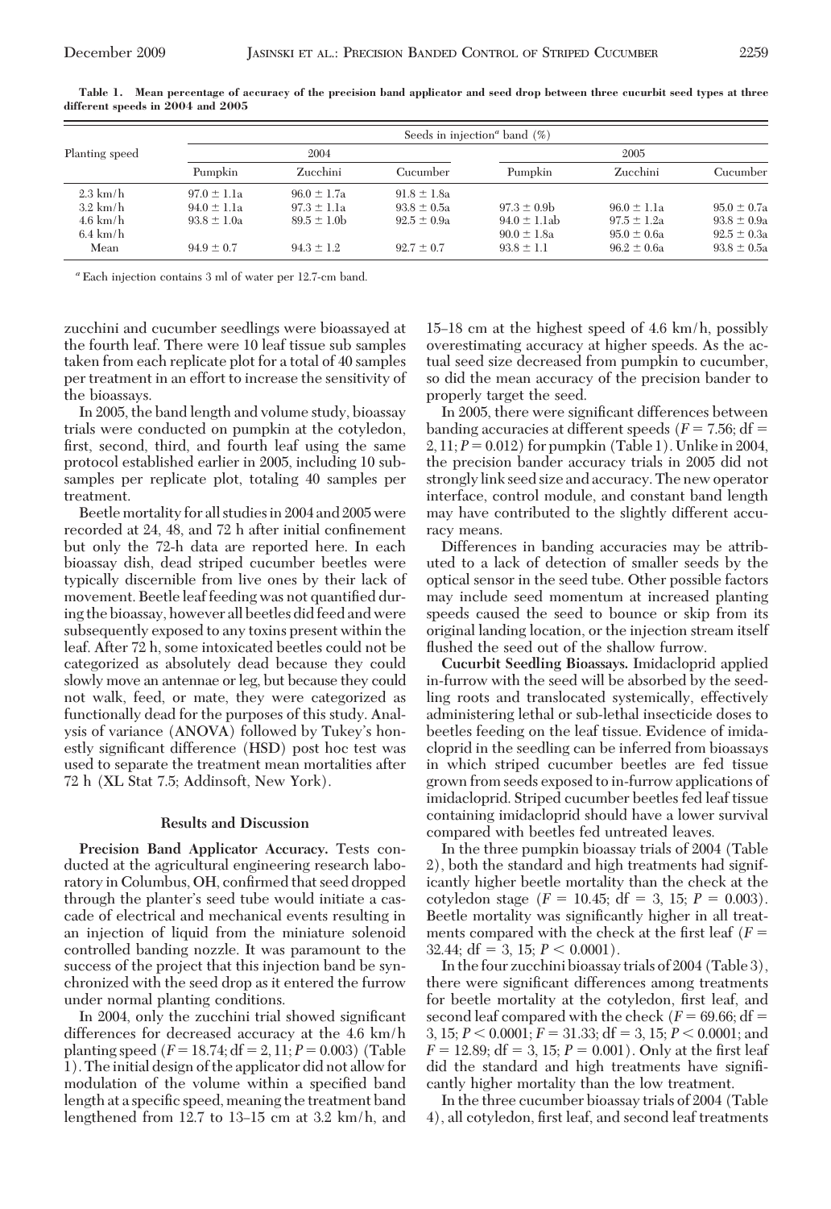**Table 1. Mean percentage of accuracy of the precision band applicator and seed drop between three cucurbit seed types at three different speeds in 2004 and 2005**

| Planting speed | Seeds in injection[a] band (%) | | | | | |
|---|---|---|---|---|---|---|
| | 2004 | | | 2005 | | |
| | Pumpkin | Zucchini | Cucumber | Pumpkin | Zucchini | Cucumber |
| 2.3 km/h | 97.0 ± 1.1a | 96.0 ± 1.7a | 91.8 ± 1.8a | | | |
| 3.2 km/h | 94.0 ± 1.1a | 97.3 ± 1.1a | 93.8 ± 0.5a | 97.3 ± 0.9b | 96.0 ± 1.1a | 95.0 ± 0.7a |
| 4.6 km/h | 93.8 ± 1.0a | 89.5 ± 1.0b | 92.5 ± 0.9a | 94.0 ± 1.1ab | 97.5 ± 1.2a | 93.8 ± 0.9a |
| 6.4 km/h | | | | 90.0 ± 1.8a | 95.0 ± 0.6a | 92.5 ± 0.3a |
| Mean | 94.9 ± 0.7 | 94.3 ± 1.2 | 92.7 ± 0.7 | 93.8 ± 1.1 | 96.2 ± 0.6a | 93.8 ± 0.5a |

[a] Each injection contains 3 ml of water per 12.7-cm band.

zucchini and cucumber seedlings were bioassayed at the fourth leaf. There were 10 leaf tissue sub samples taken from each replicate plot for a total of 40 samples per treatment in an effort to increase the sensitivity of the bioassays.

In 2005, the band length and volume study, bioassay trials were conducted on pumpkin at the cotyledon, first, second, third, and fourth leaf using the same protocol established earlier in 2005, including 10 subsamples per replicate plot, totaling 40 samples per treatment.

Beetle mortality for all studies in 2004 and 2005 were recorded at 24, 48, and 72 h after initial confinement but only the 72-h data are reported here. In each bioassay dish, dead striped cucumber beetles were typically discernible from live ones by their lack of movement. Beetle leaf feeding was not quantified during the bioassay, however all beetles did feed and were subsequently exposed to any toxins present within the leaf. After 72 h, some intoxicated beetles could not be categorized as absolutely dead because they could slowly move an antennae or leg, but because they could not walk, feed, or mate, they were categorized as functionally dead for the purposes of this study. Analysis of variance (ANOVA) followed by Tukey's honestly significant difference (HSD) post hoc test was used to separate the treatment mean mortalities after 72 h (XL Stat 7.5; Addinsoft, New York).

## Results and Discussion

**Precision Band Applicator Accuracy.** Tests conducted at the agricultural engineering research laboratory in Columbus, OH, confirmed that seed dropped through the planter's seed tube would initiate a cascade of electrical and mechanical events resulting in an injection of liquid from the miniature solenoid controlled banding nozzle. It was paramount to the success of the project that this injection band be synchronized with the seed drop as it entered the furrow under normal planting conditions.

In 2004, only the zucchini trial showed significant differences for decreased accuracy at the 4.6 km/h planting speed ($F = 18.74$; df = 2, 11; $P = 0.003$) (Table 1). The initial design of the applicator did not allow for modulation of the volume within a specified band length at a specific speed, meaning the treatment band lengthened from 12.7 to 13–15 cm at 3.2 km/h, and 15–18 cm at the highest speed of 4.6 km/h, possibly overestimating accuracy at higher speeds. As the actual seed size decreased from pumpkin to cucumber, so did the mean accuracy of the precision bander to properly target the seed.

In 2005, there were significant differences between banding accuracies at different speeds ($F = 7.56$; df = 2, 11; $P = 0.012$) for pumpkin (Table 1). Unlike in 2004, the precision bander accuracy trials in 2005 did not strongly link seed size and accuracy. The new operator interface, control module, and constant band length may have contributed to the slightly different accuracy means.

Differences in banding accuracies may be attributed to a lack of detection of smaller seeds by the optical sensor in the seed tube. Other possible factors may include seed momentum at increased planting speeds caused the seed to bounce or skip from its original landing location, or the injection stream itself flushed the seed out of the shallow furrow.

**Cucurbit Seedling Bioassays.** Imidacloprid applied in-furrow with the seed will be absorbed by the seedling roots and translocated systemically, effectively administering lethal or sub-lethal insecticide doses to beetles feeding on the leaf tissue. Evidence of imidacloprid in the seedling can be inferred from bioassays in which striped cucumber beetles are fed tissue grown from seeds exposed to in-furrow applications of imidacloprid. Striped cucumber beetles fed leaf tissue containing imidacloprid should have a lower survival compared with beetles fed untreated leaves.

In the three pumpkin bioassay trials of 2004 (Table 2), both the standard and high treatments had significantly higher beetle mortality than the check at the cotyledon stage ($F = 10.45$; df = 3, 15; $P = 0.003$). Beetle mortality was significantly higher in all treatments compared with the check at the first leaf ($F = 32.44$; df = 3, 15; $P < 0.0001$).

In the four zucchini bioassay trials of 2004 (Table 3), there were significant differences among treatments for beetle mortality at the cotyledon, first leaf, and second leaf compared with the check ($F = 69.66$; df = 3, 15; $P < 0.0001$; $F = 31.33$; df = 3, 15; $P < 0.0001$; and $F = 12.89$; df = 3, 15; $P = 0.001$). Only at the first leaf did the standard and high treatments have significantly higher mortality than the low treatment.

In the three cucumber bioassay trials of 2004 (Table 4), all cotyledon, first leaf, and second leaf treatments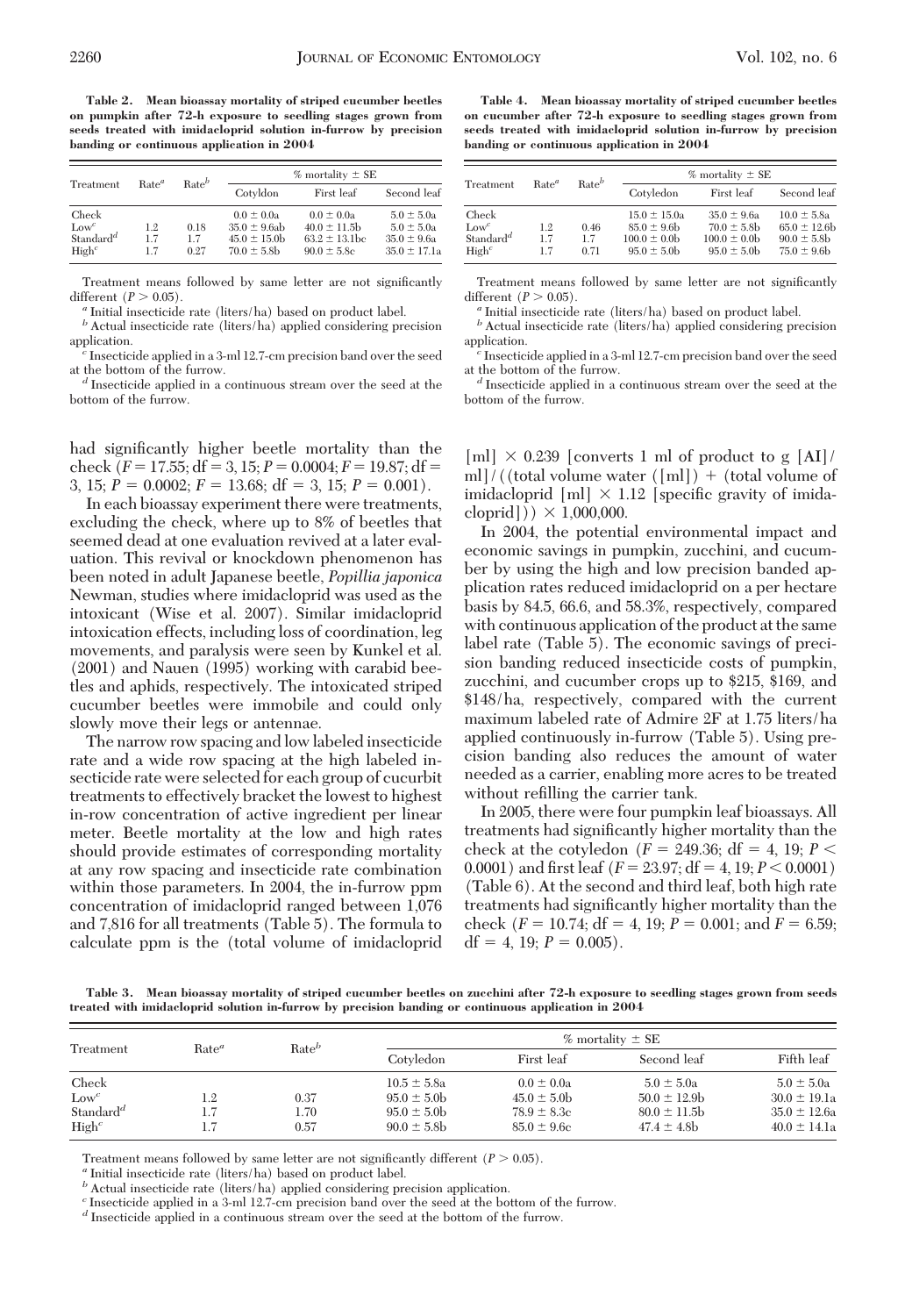**Table 2. Mean bioassay mortality of striped cucumber beetles on pumpkin after 72-h exposure to seedling stages grown from seeds treated with imidacloprid solution in-furrow by precision banding or continuous application in 2004**

| Treatment | Rate[a] | Rate[b] | % mortality ± SE | | |
|---|---|---|---|---|---|
| | | | Cotyldon | First leaf | Second leaf |
| Check | | | 0.0 ± 0.0a | 0.0 ± 0.0a | 5.0 ± 5.0a |
| Low[c] | 1.2 | 0.18 | 35.0 ± 9.6ab | 40.0 ± 11.5b | 5.0 ± 5.0a |
| Standard[d] | 1.7 | 1.7 | 45.0 ± 15.0b | 63.2 ± 13.1bc | 35.0 ± 9.6a |
| High[c] | 1.7 | 0.27 | 70.0 ± 5.8b | 90.0 ± 5.8c | 35.0 ± 17.1a |

Treatment means followed by same letter are not significantly different ($P > 0.05$).

[a] Initial insecticide rate (liters/ha) based on product label.

[b] Actual insecticide rate (liters/ha) applied considering precision application.

[c] Insecticide applied in a 3-ml 12.7-cm precision band over the seed at the bottom of the furrow.

[d] Insecticide applied in a continuous stream over the seed at the bottom of the furrow.

had significantly higher beetle mortality than the check ($F = 17.55$; df = 3, 15; $P = 0.0004$; $F = 19.87$; df = 3, 15; $P = 0.0002$; $F = 13.68$; df = 3, 15; $P = 0.001$).

In each bioassay experiment there were treatments, excluding the check, where up to 8% of beetles that seemed dead at one evaluation revived at a later evaluation. This revival or knockdown phenomenon has been noted in adult Japanese beetle, *Popillia japonica* Newman, studies where imidacloprid was used as the intoxicant (Wise et al. 2007). Similar imidacloprid intoxication effects, including loss of coordination, leg movements, and paralysis were seen by Kunkel et al. (2001) and Nauen (1995) working with carabid beetles and aphids, respectively. The intoxicated striped cucumber beetles were immobile and could only slowly move their legs or antennae.

The narrow row spacing and low labeled insecticide rate and a wide row spacing at the high labeled insecticide rate were selected for each group of cucurbit treatments to effectively bracket the lowest to highest in-row concentration of active ingredient per linear meter. Beetle mortality at the low and high rates should provide estimates of corresponding mortality at any row spacing and insecticide rate combination within those parameters. In 2004, the in-furrow ppm concentration of imidacloprid ranged between 1,076 and 7,816 for all treatments (Table 5). The formula to calculate ppm is the (total volume of imidacloprid [ml] × 0.239 [converts 1 ml of product to g [AI]/ml]/((total volume water ([ml]) + (total volume of imidacloprid [ml] × 1.12 [specific gravity of imidacloprid])) × 1,000,000.

**Table 4. Mean bioassay mortality of striped cucumber beetles on cucumber after 72-h exposure to seedling stages grown from seeds treated with imidacloprid solution in-furrow by precision banding or continuous application in 2004**

| Treatment | Rate[a] | Rate[b] | % mortality ± SE | | |
|---|---|---|---|---|---|
| | | | Cotyledon | First leaf | Second leaf |
| Check | | | 15.0 ± 15.0a | 35.0 ± 9.6a | 10.0 ± 5.8a |
| Low[c] | 1.2 | 0.46 | 85.0 ± 9.6b | 70.0 ± 5.8b | 65.0 ± 12.6b |
| Standard[d] | 1.7 | 1.7 | 100.0 ± 0.0b | 100.0 ± 0.0b | 90.0 ± 5.8b |
| High[c] | 1.7 | 0.71 | 95.0 ± 5.0b | 95.0 ± 5.0b | 75.0 ± 9.6b |

Treatment means followed by same letter are not significantly different ($P > 0.05$).

[a] Initial insecticide rate (liters/ha) based on product label.

[b] Actual insecticide rate (liters/ha) applied considering precision application.

[c] Insecticide applied in a 3-ml 12.7-cm precision band over the seed at the bottom of the furrow.

[d] Insecticide applied in a continuous stream over the seed at the bottom of the furrow.

In 2004, the potential environmental impact and economic savings in pumpkin, zucchini, and cucumber by using the high and low precision banded application rates reduced imidacloprid on a per hectare basis by 84.5, 66.6, and 58.3%, respectively, compared with continuous application of the product at the same label rate (Table 5). The economic savings of precision banding reduced insecticide costs of pumpkin, zucchini, and cucumber crops up to \$215, \$169, and \$148/ha, respectively, compared with the current maximum labeled rate of Admire 2F at 1.75 liters/ha applied continuously in-furrow (Table 5). Using precision banding also reduces the amount of water needed as a carrier, enabling more acres to be treated without refilling the carrier tank.

In 2005, there were four pumpkin leaf bioassays. All treatments had significantly higher mortality than the check at the cotyledon ($F = 249.36$; df = 4, 19; $P < 0.0001$) and first leaf ($F = 23.97$; df = 4, 19; $P < 0.0001$) (Table 6). At the second and third leaf, both high rate treatments had significantly higher mortality than the check ($F = 10.74$; df = 4, 19; $P = 0.001$; and $F = 6.59$; df = 4, 19; $P = 0.005$).

**Table 3. Mean bioassay mortality of striped cucumber beetles on zucchini after 72-h exposure to seedling stages grown from seeds treated with imidacloprid solution in-furrow by precision banding or continuous application in 2004**

| Treatment | Rate[a] | Rate[b] | % mortality ± SE | | | |
|---|---|---|---|---|---|---|
| | | | Cotyledon | First leaf | Second leaf | Fifth leaf |
| Check | | | 10.5 ± 5.8a | 0.0 ± 0.0a | 5.0 ± 5.0a | 5.0 ± 5.0a |
| Low[c] | 1.2 | 0.37 | 95.0 ± 5.0b | 45.0 ± 5.0b | 50.0 ± 12.9b | 30.0 ± 19.1a |
| Standard[d] | 1.7 | 1.70 | 95.0 ± 5.0b | 78.9 ± 8.3c | 80.0 ± 11.5b | 35.0 ± 12.6a |
| High[c] | 1.7 | 0.57 | 90.0 ± 5.8b | 85.0 ± 9.6c | 47.4 ± 4.8b | 40.0 ± 14.1a |

Treatment means followed by same letter are not significantly different ($P > 0.05$).

[a] Initial insecticide rate (liters/ha) based on product label.

[b] Actual insecticide rate (liters/ha) applied considering precision application.

[c] Insecticide applied in a 3-ml 12.7-cm precision band over the seed at the bottom of the furrow.

[d] Insecticide applied in a continuous stream over the seed at the bottom of the furrow.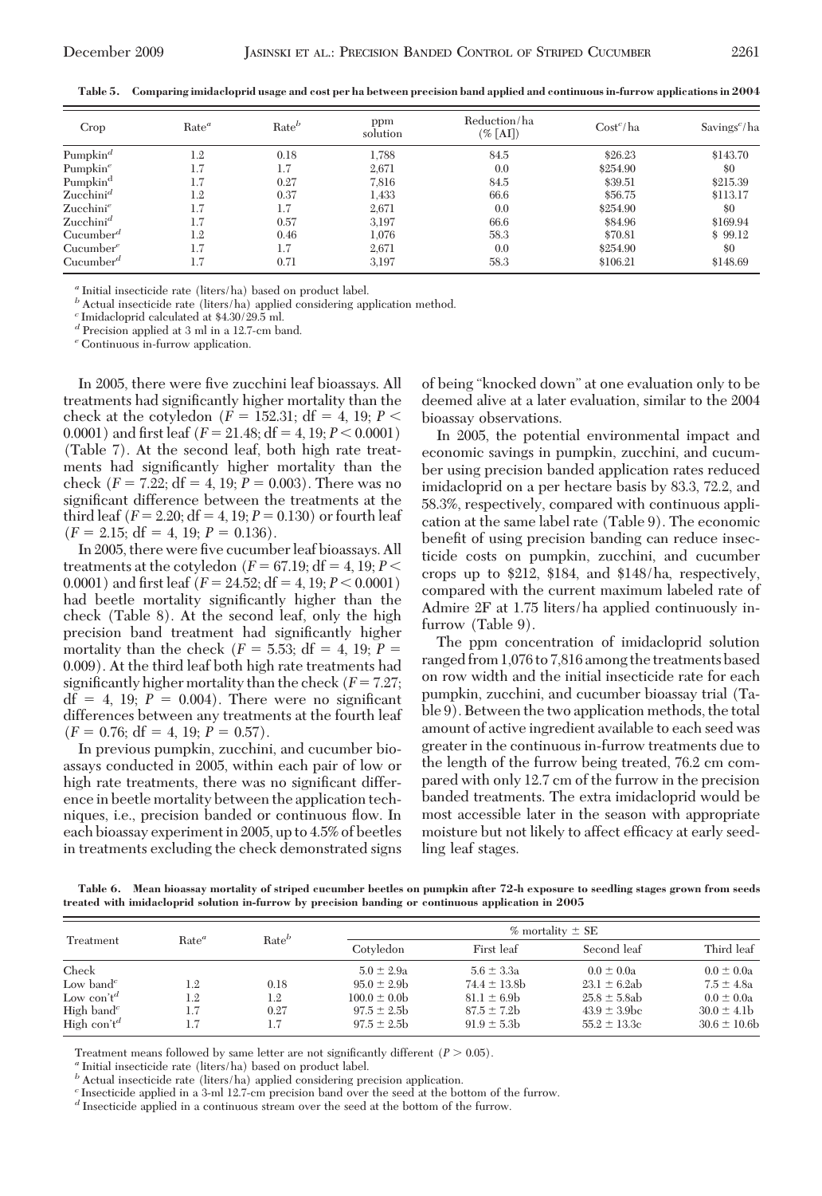**Table 5. Comparing imidacloprid usage and cost per ha between precision band applied and continuous in-furrow applications in 2004**

| Crop | Rate[a] | Rate[b] | ppm solution | Reduction/ha (% [AI]) | Cost[c]/ha | Savings[c]/ha |
|---|---|---|---|---|---|---|
| Pumpkin[d] | 1.2 | 0.18 | 1,788 | 84.5 | \$26.23 | \$143.70 |
| Pumpkin[e] | 1.7 | 1.7 | 2,671 | 0.0 | \$254.90 | \$0 |
| Pumpkin[d] | 1.7 | 0.27 | 7,816 | 84.5 | \$39.51 | \$215.39 |
| Zucchini[d] | 1.2 | 0.37 | 1,433 | 66.6 | \$56.75 | \$113.17 |
| Zucchini[e] | 1.7 | 1.7 | 2,671 | 0.0 | \$254.90 | \$0 |
| Zucchini[d] | 1.7 | 0.57 | 3,197 | 66.6 | \$84.96 | \$169.94 |
| Cucumber[d] | 1.2 | 0.46 | 1,076 | 58.3 | \$70.81 | \$ 99.12 |
| Cucumber[e] | 1.7 | 1.7 | 2,671 | 0.0 | \$254.90 | \$0 |
| Cucumber[d] | 1.7 | 0.71 | 3,197 | 58.3 | \$106.21 | \$148.69 |

[a] Initial insecticide rate (liters/ha) based on product label.
[b] Actual insecticide rate (liters/ha) applied considering application method.
[c] Imidacloprid calculated at \$4.30/29.5 ml.
[d] Precision applied at 3 ml in a 12.7-cm band.
[e] Continuous in-furrow application.

In 2005, there were five zucchini leaf bioassays. All treatments had significantly higher mortality than the check at the cotyledon ($F = 152.31$; df = 4, 19; $P < 0.0001$) and first leaf ($F = 21.48$; df = 4, 19; $P < 0.0001$) (Table 7). At the second leaf, both high rate treatments had significantly higher mortality than the check ($F = 7.22$; df = 4, 19; $P = 0.003$). There was no significant difference between the treatments at the third leaf ($F = 2.20$; df = 4, 19; $P = 0.130$) or fourth leaf ($F = 2.15$; df = 4, 19; $P = 0.136$).

In 2005, there were five cucumber leaf bioassays. All treatments at the cotyledon ($F = 67.19$; df = 4, 19; $P < 0.0001$) and first leaf ($F = 24.52$; df = 4, 19; $P < 0.0001$) had beetle mortality significantly higher than the check (Table 8). At the second leaf, only the high precision band treatment had significantly higher mortality than the check ($F = 5.53$; df = 4, 19; $P = 0.009$). At the third leaf both high rate treatments had significantly higher mortality than the check ($F = 7.27$; df = 4, 19; $P = 0.004$). There were no significant differences between any treatments at the fourth leaf ($F = 0.76$; df = 4, 19; $P = 0.57$).

In previous pumpkin, zucchini, and cucumber bioassays conducted in 2005, within each pair of low or high rate treatments, there was no significant difference in beetle mortality between the application techniques, i.e., precision banded or continuous flow. In each bioassay experiment in 2005, up to 4.5% of beetles in treatments excluding the check demonstrated signs of being "knocked down" at one evaluation only to be deemed alive at a later evaluation, similar to the 2004 bioassay observations.

In 2005, the potential environmental impact and economic savings in pumpkin, zucchini, and cucumber using precision banded application rates reduced imidacloprid on a per hectare basis by 83.3, 72.2, and 58.3%, respectively, compared with continuous application at the same label rate (Table 9). The economic benefit of using precision banding can reduce insecticide costs on pumpkin, zucchini, and cucumber crops up to \$212, \$184, and \$148/ha, respectively, compared with the current maximum labeled rate of Admire 2F at 1.75 liters/ha applied continuously in-furrow (Table 9).

The ppm concentration of imidacloprid solution ranged from 1,076 to 7,816 among the treatments based on row width and the initial insecticide rate for each pumpkin, zucchini, and cucumber bioassay trial (Table 9). Between the two application methods, the total amount of active ingredient available to each seed was greater in the continuous in-furrow treatments due to the length of the furrow being treated, 76.2 cm compared with only 12.7 cm of the furrow in the precision banded treatments. The extra imidacloprid would be most accessible later in the season with appropriate moisture but not likely to affect efficacy at early seedling leaf stages.

**Table 6. Mean bioassay mortality of striped cucumber beetles on pumpkin after 72-h exposure to seedling stages grown from seeds treated with imidacloprid solution in-furrow by precision banding or continuous application in 2005**

| Treatment | Rate[a] | Rate[b] | % mortality ± SE | | | |
|---|---|---|---|---|---|---|
| | | | Cotyledon | First leaf | Second leaf | Third leaf |
| Check | | | 5.0 ± 2.9a | 5.6 ± 3.3a | 0.0 ± 0.0a | 0.0 ± 0.0a |
| Low band[c] | 1.2 | 0.18 | 95.0 ± 2.9b | 74.4 ± 13.8b | 23.1 ± 6.2ab | 7.5 ± 4.8a |
| Low con't[d] | 1.2 | 1.2 | 100.0 ± 0.0b | 81.1 ± 6.9b | 25.8 ± 5.8ab | 0.0 ± 0.0a |
| High band[c] | 1.7 | 0.27 | 97.5 ± 2.5b | 87.5 ± 7.2b | 43.9 ± 3.9bc | 30.0 ± 4.1b |
| High con't[d] | 1.7 | 1.7 | 97.5 ± 2.5b | 91.9 ± 5.3b | 55.2 ± 13.3c | 30.6 ± 10.6b |

Treatment means followed by same letter are not significantly different ($P > 0.05$).
[a] Initial insecticide rate (liters/ha) based on product label.
[b] Actual insecticide rate (liters/ha) applied considering precision application.
[c] Insecticide applied in a 3-ml 12.7-cm precision band over the seed at the bottom of the furrow.
[d] Insecticide applied in a continuous stream over the seed at the bottom of the furrow.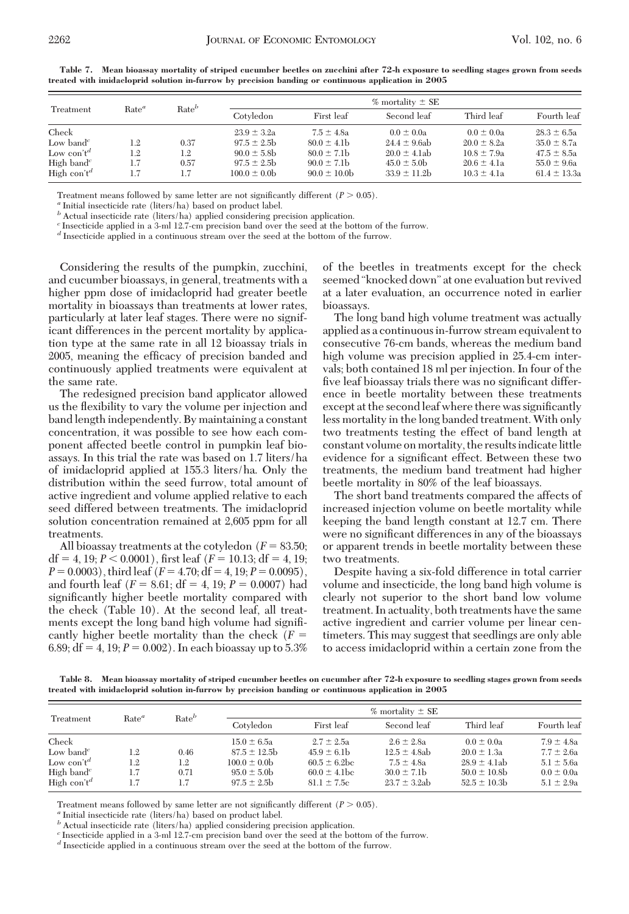**Table 7. Mean bioassay mortality of striped cucumber beetles on zucchini after 72-h exposure to seedling stages grown from seeds treated with imidacloprid solution in-furrow by precision banding or continuous application in 2005**

| Treatment | Rate[a] | Rate[b] | % mortality ± SE | | | | |
|---|---|---|---|---|---|---|---|
| | | | Cotyledon | First leaf | Second leaf | Third leaf | Fourth leaf |
| Check | | | 23.9 ± 3.2a | 7.5 ± 4.8a | 0.0 ± 0.0a | 0.0 ± 0.0a | 28.3 ± 6.5a |
| Low band[c] | 1.2 | 0.37 | 97.5 ± 2.5b | 80.0 ± 4.1b | 24.4 ± 9.6ab | 20.0 ± 8.2a | 35.0 ± 8.7a |
| Low con't[d] | 1.2 | 1.2 | 90.0 ± 5.8b | 80.0 ± 7.1b | 20.0 ± 4.1ab | 10.8 ± 7.9a | 47.5 ± 8.5a |
| High band[c] | 1.7 | 0.57 | 97.5 ± 2.5b | 90.0 ± 7.1b | 45.0 ± 5.0b | 20.6 ± 4.1a | 55.0 ± 9.6a |
| High con't[d] | 1.7 | 1.7 | 100.0 ± 0.0b | 90.0 ± 10.0b | 33.9 ± 11.2b | 10.3 ± 4.1a | 61.4 ± 13.3a |

Treatment means followed by same letter are not significantly different ($P > 0.05$).
[a] Initial insecticide rate (liters/ha) based on product label.
[b] Actual insecticide rate (liters/ha) applied considering precision application.
[c] Insecticide applied in a 3-ml 12.7-cm precision band over the seed at the bottom of the furrow.
[d] Insecticide applied in a continuous stream over the seed at the bottom of the furrow.

Considering the results of the pumpkin, zucchini, and cucumber bioassays, in general, treatments with a higher ppm dose of imidacloprid had greater beetle mortality in bioassays than treatments at lower rates, particularly at later leaf stages. There were no significant differences in the percent mortality by application type at the same rate in all 12 bioassay trials in 2005, meaning the efficacy of precision banded and continuously applied treatments were equivalent at the same rate.

The redesigned precision band applicator allowed us the flexibility to vary the volume per injection and band length independently. By maintaining a constant concentration, it was possible to see how each component affected beetle control in pumpkin leaf bioassays. In this trial the rate was based on 1.7 liters/ha of imidacloprid applied at 155.3 liters/ha. Only the distribution within the seed furrow, total amount of active ingredient and volume applied relative to each seed differed between treatments. The imidacloprid solution concentration remained at 2,605 ppm for all treatments.

All bioassay treatments at the cotyledon ($F = 83.50$; df = 4, 19; $P < 0.0001$), first leaf ($F = 10.13$; df = 4, 19; $P = 0.0003$), third leaf ($F = 4.70$; df = 4, 19; $P = 0.0095$), and fourth leaf ($F = 8.61$; df = 4, 19; $P = 0.0007$) had significantly higher beetle mortality compared with the check (Table 10). At the second leaf, all treatments except the long band high volume had significantly higher beetle mortality than the check ($F = 6.89$; df = 4, 19; $P = 0.002$). In each bioassay up to 5.3% of the beetles in treatments except for the check seemed "knocked down" at one evaluation but revived at a later evaluation, an occurrence noted in earlier bioassays.

The long band high volume treatment was actually applied as a continuous in-furrow stream equivalent to consecutive 76-cm bands, whereas the medium band high volume was precision applied in 25.4-cm intervals; both contained 18 ml per injection. In four of the five leaf bioassay trials there was no significant difference in beetle mortality between these treatments except at the second leaf where there was significantly less mortality in the long banded treatment. With only two treatments testing the effect of band length at constant volume on mortality, the results indicate little evidence for a significant effect. Between these two treatments, the medium band treatment had higher beetle mortality in 80% of the leaf bioassays.

The short band treatments compared the affects of increased injection volume on beetle mortality while keeping the band length constant at 12.7 cm. There were no significant differences in any of the bioassays or apparent trends in beetle mortality between these two treatments.

Despite having a six-fold difference in total carrier volume and insecticide, the long band high volume is clearly not superior to the short band low volume treatment. In actuality, both treatments have the same active ingredient and carrier volume per linear centimeters. This may suggest that seedlings are only able to access imidacloprid within a certain zone from the

**Table 8. Mean bioassay mortality of striped cucumber beetles on cucumber after 72-h exposure to seedling stages grown from seeds treated with imidacloprid solution in-furrow by precision banding or continuous application in 2005**

| Treatment | Rate[a] | Rate[b] | % mortality ± SE | | | | |
|---|---|---|---|---|---|---|---|
| | | | Cotyledon | First leaf | Second leaf | Third leaf | Fourth leaf |
| Check | | | 15.0 ± 6.5a | 2.7 ± 2.5a | 2.6 ± 2.8a | 0.0 ± 0.0a | 7.9 ± 4.8a |
| Low band[c] | 1.2 | 0.46 | 87.5 ± 12.5b | 45.9 ± 6.1b | 12.5 ± 4.8ab | 20.0 ± 1.3a | 7.7 ± 2.6a |
| Low con't[d] | 1.2 | 1.2 | 100.0 ± 0.0b | 60.5 ± 6.2bc | 7.5 ± 4.8a | 28.9 ± 4.1ab | 5.1 ± 5.6a |
| High band[c] | 1.7 | 0.71 | 95.0 ± 5.0b | 60.0 ± 4.1bc | 30.0 ± 7.1b | 50.0 ± 10.8b | 0.0 ± 0.0a |
| High con't[d] | 1.7 | 1.7 | 97.5 ± 2.5b | 81.1 ± 7.5c | 23.7 ± 3.2ab | 52.5 ± 10.3b | 5.1 ± 2.9a |

Treatment means followed by same letter are not significantly different ($P > 0.05$).
[a] Initial insecticide rate (liters/ha) based on product label.
[b] Actual insecticide rate (liters/ha) applied considering precision application.
[c] Insecticide applied in a 3-ml 12.7-cm precision band over the seed at the bottom of the furrow.
[d] Insecticide applied in a continuous stream over the seed at the bottom of the furrow.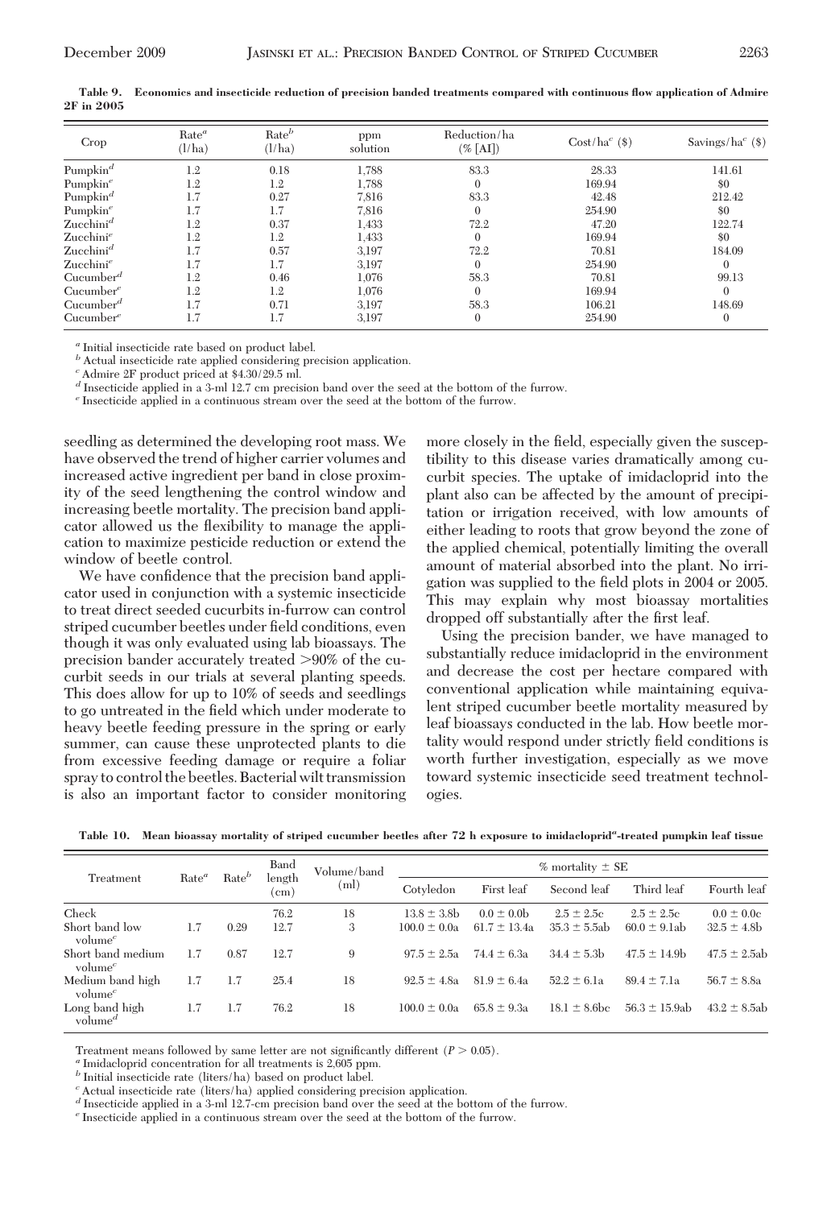**Table 9. Economics and insecticide reduction of precision banded treatments compared with continuous flow application of Admire 2F in 2005**

| Crop | Rate[a] (l/ha) | Rate[b] (l/ha) | ppm solution | Reduction/ha (% [AI]) | Cost/ha[c] ($) | Savings/ha[c] ($) |
|---|---|---|---|---|---|---|
| Pumpkin[d] | 1.2 | 0.18 | 1,788 | 83.3 | 28.33 | 141.61 |
| Pumpkin[e] | 1.2 | 1.2 | 1,788 | 0 | 169.94 | $0 |
| Pumpkin[d] | 1.7 | 0.27 | 7,816 | 83.3 | 42.48 | 212.42 |
| Pumpkin[e] | 1.7 | 1.7 | 7,816 | 0 | 254.90 | $0 |
| Zucchini[d] | 1.2 | 0.37 | 1,433 | 72.2 | 47.20 | 122.74 |
| Zucchini[e] | 1.2 | 1.2 | 1,433 | 0 | 169.94 | $0 |
| Zucchini[d] | 1.7 | 0.57 | 3,197 | 72.2 | 70.81 | 184.09 |
| Zucchini[e] | 1.7 | 1.7 | 3,197 | 0 | 254.90 | 0 |
| Cucumber[d] | 1.2 | 0.46 | 1,076 | 58.3 | 70.81 | 99.13 |
| Cucumber[e] | 1.2 | 1.2 | 1,076 | 0 | 169.94 | 0 |
| Cucumber[d] | 1.7 | 0.71 | 3,197 | 58.3 | 106.21 | 148.69 |
| Cucumber[e] | 1.7 | 1.7 | 3,197 | 0 | 254.90 | 0 |

[a] Initial insecticide rate based on product label.
[b] Actual insecticide rate applied considering precision application.
[c] Admire 2F product priced at $4.30/29.5 ml.
[d] Insecticide applied in a 3-ml 12.7 cm precision band over the seed at the bottom of the furrow.
[e] Insecticide applied in a continuous stream over the seed at the bottom of the furrow.

seedling as determined the developing root mass. We have observed the trend of higher carrier volumes and increased active ingredient per band in close proximity of the seed lengthening the control window and increasing beetle mortality. The precision band applicator allowed us the flexibility to manage the application to maximize pesticide reduction or extend the window of beetle control.

We have confidence that the precision band applicator used in conjunction with a systemic insecticide to treat direct seeded cucurbits in-furrow can control striped cucumber beetles under field conditions, even though it was only evaluated using lab bioassays. The precision bander accurately treated >90% of the cucurbit seeds in our trials at several planting speeds. This does allow for up to 10% of seeds and seedlings to go untreated in the field which under moderate to heavy beetle feeding pressure in the spring or early summer, can cause these unprotected plants to die from excessive feeding damage or require a foliar spray to control the beetles. Bacterial wilt transmission is also an important factor to consider monitoring more closely in the field, especially given the susceptibility to this disease varies dramatically among cucurbit species. The uptake of imidacloprid into the plant also can be affected by the amount of precipitation or irrigation received, with low amounts of either leading to roots that grow beyond the zone of the applied chemical, potentially limiting the overall amount of material absorbed into the plant. No irrigation was supplied to the field plots in 2004 or 2005. This may explain why most bioassay mortalities dropped off substantially after the first leaf.

Using the precision bander, we have managed to substantially reduce imidacloprid in the environment and decrease the cost per hectare compared with conventional application while maintaining equivalent striped cucumber beetle mortality measured by leaf bioassays conducted in the lab. How beetle mortality would respond under strictly field conditions is worth further investigation, especially as we move toward systemic insecticide seed treatment technologies.

**Table 10. Mean bioassay mortality of striped cucumber beetles after 72 h exposure to imidacloprid[a]-treated pumpkin leaf tissue**

| Treatment | Rate[a] | Rate[b] | Band length (cm) | Volume/band (ml) | % mortality ± SE | | | | |
|---|---|---|---|---|---|---|---|---|---|
| | | | | | Cotyledon | First leaf | Second leaf | Third leaf | Fourth leaf |
| Check | | | 76.2 | 18 | 13.8 ± 3.8b | 0.0 ± 0.0b | 2.5 ± 2.5c | 2.5 ± 2.5c | 0.0 ± 0.0c |
| Short band low volume[c] | 1.7 | 0.29 | 12.7 | 3 | 100.0 ± 0.0a | 61.7 ± 13.4a | 35.3 ± 5.5ab | 60.0 ± 9.1ab | 32.5 ± 4.8b |
| Short band medium volume[c] | 1.7 | 0.87 | 12.7 | 9 | 97.5 ± 2.5a | 74.4 ± 6.3a | 34.4 ± 5.3b | 47.5 ± 14.9b | 47.5 ± 2.5ab |
| Medium band high volume[c] | 1.7 | 1.7 | 25.4 | 18 | 92.5 ± 4.8a | 81.9 ± 6.4a | 52.2 ± 6.1a | 89.4 ± 7.1a | 56.7 ± 8.8a |
| Long band high volume[d] | 1.7 | 1.7 | 76.2 | 18 | 100.0 ± 0.0a | 65.8 ± 9.3a | 18.1 ± 8.6bc | 56.3 ± 15.9ab | 43.2 ± 8.5ab |

Treatment means followed by same letter are not significantly different ($P > 0.05$).
[a] Imidacloprid concentration for all treatments is 2,605 ppm.
[b] Initial insecticide rate (liters/ha) based on product label.
[c] Actual insecticide rate (liters/ha) applied considering precision application.
[d] Insecticide applied in a 3-ml 12.7-cm precision band over the seed at the bottom of the furrow.
[e] Insecticide applied in a continuous stream over the seed at the bottom of the furrow.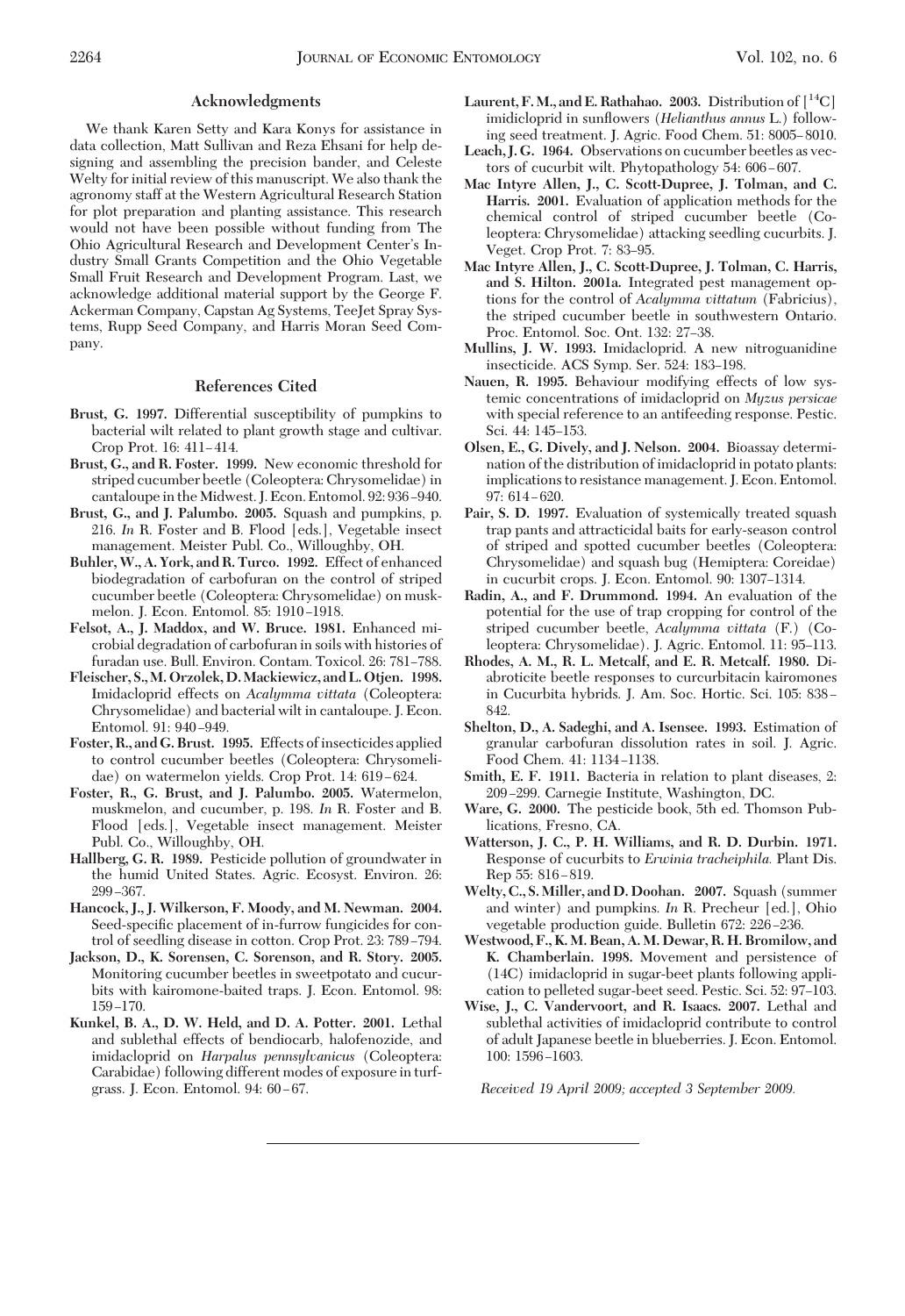## Acknowledgments

We thank Karen Setty and Kara Konys for assistance in data collection, Matt Sullivan and Reza Ehsani for help designing and assembling the precision bander, and Celeste Welty for initial review of this manuscript. We also thank the agronomy staff at the Western Agricultural Research Station for plot preparation and planting assistance. This research would not have been possible without funding from The Ohio Agricultural Research and Development Center's Industry Small Grants Competition and the Ohio Vegetable Small Fruit Research and Development Program. Last, we acknowledge additional material support by the George F. Ackerman Company, Capstan Ag Systems, TeeJet Spray Systems, Rupp Seed Company, and Harris Moran Seed Company.

## References Cited

**Brust, G. 1997.** Differential susceptibility of pumpkins to bacterial wilt related to plant growth stage and cultivar. Crop Prot. 16: 411–414.

**Brust, G., and R. Foster. 1999.** New economic threshold for striped cucumber beetle (Coleoptera: Chrysomelidae) in cantaloupe in the Midwest. J. Econ. Entomol. 92: 936–940.

**Brust, G., and J. Palumbo. 2005.** Squash and pumpkins, p. 216. *In* R. Foster and B. Flood [eds.], Vegetable insect management. Meister Publ. Co., Willoughby, OH.

**Buhler, W., A. York, and R. Turco. 1992.** Effect of enhanced biodegradation of carbofuran on the control of striped cucumber beetle (Coleoptera: Chrysomelidae) on muskmelon. J. Econ. Entomol. 85: 1910–1918.

**Felsot, A., J. Maddox, and W. Bruce. 1981.** Enhanced microbial degradation of carbofuran in soils with histories of furadan use. Bull. Environ. Contam. Toxicol. 26: 781–788.

**Fleischer, S., M. Orzolek, D. Mackiewicz, and L. Otjen. 1998.** Imidacloprid effects on *Acalymma vittata* (Coleoptera: Chrysomelidae) and bacterial wilt in cantaloupe. J. Econ. Entomol. 91: 940–949.

**Foster, R., and G. Brust. 1995.** Effects of insecticides applied to control cucumber beetles (Coleoptera: Chrysomelidae) on watermelon yields. Crop Prot. 14: 619–624.

**Foster, R., G. Brust, and J. Palumbo. 2005.** Watermelon, muskmelon, and cucumber, p. 198. *In* R. Foster and B. Flood [eds.], Vegetable insect management. Meister Publ. Co., Willoughby, OH.

**Hallberg, G. R. 1989.** Pesticide pollution of groundwater in the humid United States. Agric. Ecosyst. Environ. 26: 299–367.

**Hancock, J., J. Wilkerson, F. Moody, and M. Newman. 2004.** Seed-specific placement of in-furrow fungicides for control of seedling disease in cotton. Crop Prot. 23: 789–794.

**Jackson, D., K. Sorensen, C. Sorenson, and R. Story. 2005.** Monitoring cucumber beetles in sweetpotato and cucurbits with kairomone-baited traps. J. Econ. Entomol. 98: 159–170.

**Kunkel, B. A., D. W. Held, and D. A. Potter. 2001.** Lethal and sublethal effects of bendiocarb, halofenozide, and imidacloprid on *Harpalus pennsylvanicus* (Coleoptera: Carabidae) following different modes of exposure in turfgrass. J. Econ. Entomol. 94: 60–67.

**Laurent, F. M., and E. Rathahao. 2003.** Distribution of [$^{14}$C] imidicloprid in sunflowers (*Helianthus annus* L.) following seed treatment. J. Agric. Food Chem. 51: 8005–8010.

**Leach, J. G. 1964.** Observations on cucumber beetles as vectors of cucurbit wilt. Phytopathology 54: 606–607.

**Mac Intyre Allen, J., C. Scott-Dupree, J. Tolman, and C. Harris. 2001.** Evaluation of application methods for the chemical control of striped cucumber beetle (Coleoptera: Chrysomelidae) attacking seedling cucurbits. J. Veget. Crop Prot. 7: 83–95.

**Mac Intyre Allen, J., C. Scott-Dupree, J. Tolman, C. Harris, and S. Hilton. 2001a.** Integrated pest management options for the control of *Acalymma vittatum* (Fabricius), the striped cucumber beetle in southwestern Ontario. Proc. Entomol. Soc. Ont. 132: 27–38.

**Mullins, J. W. 1993.** Imidacloprid. A new nitroguanidine insecticide. ACS Symp. Ser. 524: 183–198.

**Nauen, R. 1995.** Behaviour modifying effects of low systemic concentrations of imidacloprid on *Myzus persicae* with special reference to an antifeeding response. Pestic. Sci. 44: 145–153.

**Olsen, E., G. Dively, and J. Nelson. 2004.** Bioassay determination of the distribution of imidacloprid in potato plants: implications to resistance management. J. Econ. Entomol. 97: 614–620.

**Pair, S. D. 1997.** Evaluation of systemically treated squash trap pants and attracticidal baits for early-season control of striped and spotted cucumber beetles (Coleoptera: Chrysomelidae) and squash bug (Hemiptera: Coreidae) in cucurbit crops. J. Econ. Entomol. 90: 1307–1314.

**Radin, A., and F. Drummond. 1994.** An evaluation of the potential for the use of trap cropping for control of the striped cucumber beetle, *Acalymma vittata* (F.) (Coleoptera: Chrysomelidae). J. Agric. Entomol. 11: 95–113.

**Rhodes, A. M., R. L. Metcalf, and E. R. Metcalf. 1980.** Diabroticite beetle responses to curcurbitacin kairomones in Cucurbita hybrids. J. Am. Soc. Hortic. Sci. 105: 838–842.

**Shelton, D., A. Sadeghi, and A. Isensee. 1993.** Estimation of granular carbofuran dissolution rates in soil. J. Agric. Food Chem. 41: 1134–1138.

**Smith, E. F. 1911.** Bacteria in relation to plant diseases, 2: 209–299. Carnegie Institute, Washington, DC.

**Ware, G. 2000.** The pesticide book, 5th ed. Thomson Publications, Fresno, CA.

**Watterson, J. C., P. H. Williams, and R. D. Durbin. 1971.** Response of cucurbits to *Erwinia tracheiphila.* Plant Dis. Rep 55: 816–819.

**Welty, C., S. Miller, and D. Doohan. 2007.** Squash (summer and winter) and pumpkins. *In* R. Precheur [ed.], Ohio vegetable production guide. Bulletin 672: 226–236.

**Westwood, F., K. M. Bean, A. M. Dewar, R. H. Bromilow, and K. Chamberlain. 1998.** Movement and persistence of (14C) imidacloprid in sugar-beet plants following application to pelleted sugar-beet seed. Pestic. Sci. 52: 97–103.

**Wise, J., C. Vandervoort, and R. Isaacs. 2007.** Lethal and sublethal activities of imidacloprid contribute to control of adult Japanese beetle in blueberries. J. Econ. Entomol. 100: 1596–1603.

*Received 19 April 2009; accepted 3 September 2009.*